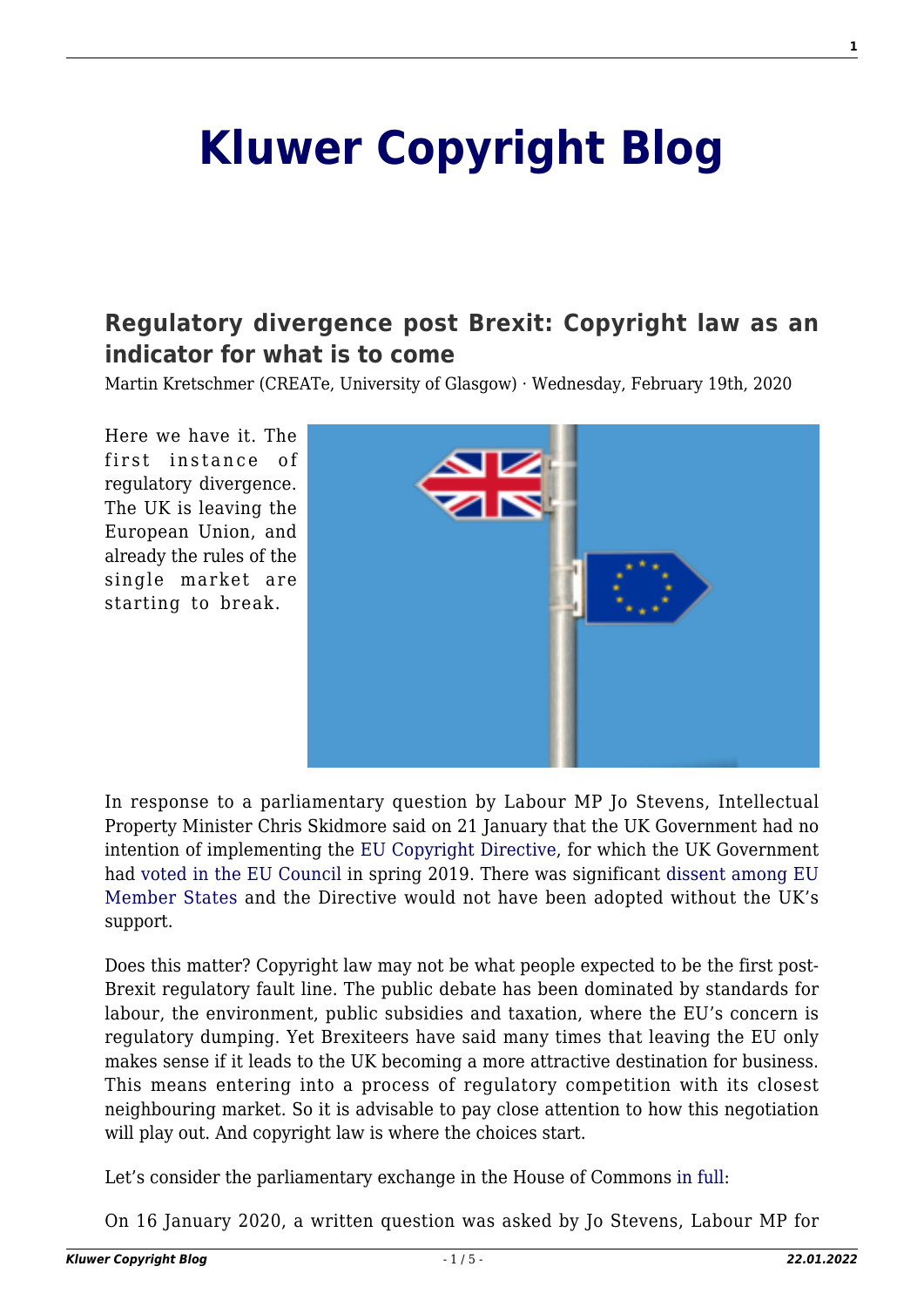# Kluwer Copyright Blog

## Regulatory divergence post Brexit: Copyright law as an indicator for what is to come

Martin Kretschmer (CREATe, University of Glasgow) · Wednesday, February 19th, 2020

Here we have it. The first instance of regulatory divergence. The UK is leaving the European Union, and already the rules of the single market are starting to break.

In response to a parliamentary question by Labour MP Jo Stevens, Intellectual Property Minister Chris Skidmore said on 21 January that the UK Government had no intention of implementing the EU Copyright Directive, for which the UK Government had voted in the EU Council in spring 2019. There was significant dissent among EU Member States and the Directive would not have been adopted without the UK's support.

Does this matter? Copyright law may not be what people expected to be the first post-Brexit regulatory fault line. The public debate has been dominated by standards for labour, the environment, public subsidies and taxation, where the EU's concern is regulatory dumping. Yet Brexiteers have said many times that leaving the EU only makes sense if it leads to the UK becoming a more attractive destination for business. This means entering into a process of regulatory competition with its closest neighbouring market. So it is advisable to pay close attention to how this negotiation will play out. And copyright law is where the choices start.

Let's consider the parliamentary exchange in the House of Commons in full:

On 16 January 2020, a written question was asked by Jo Stevens, Labour MP for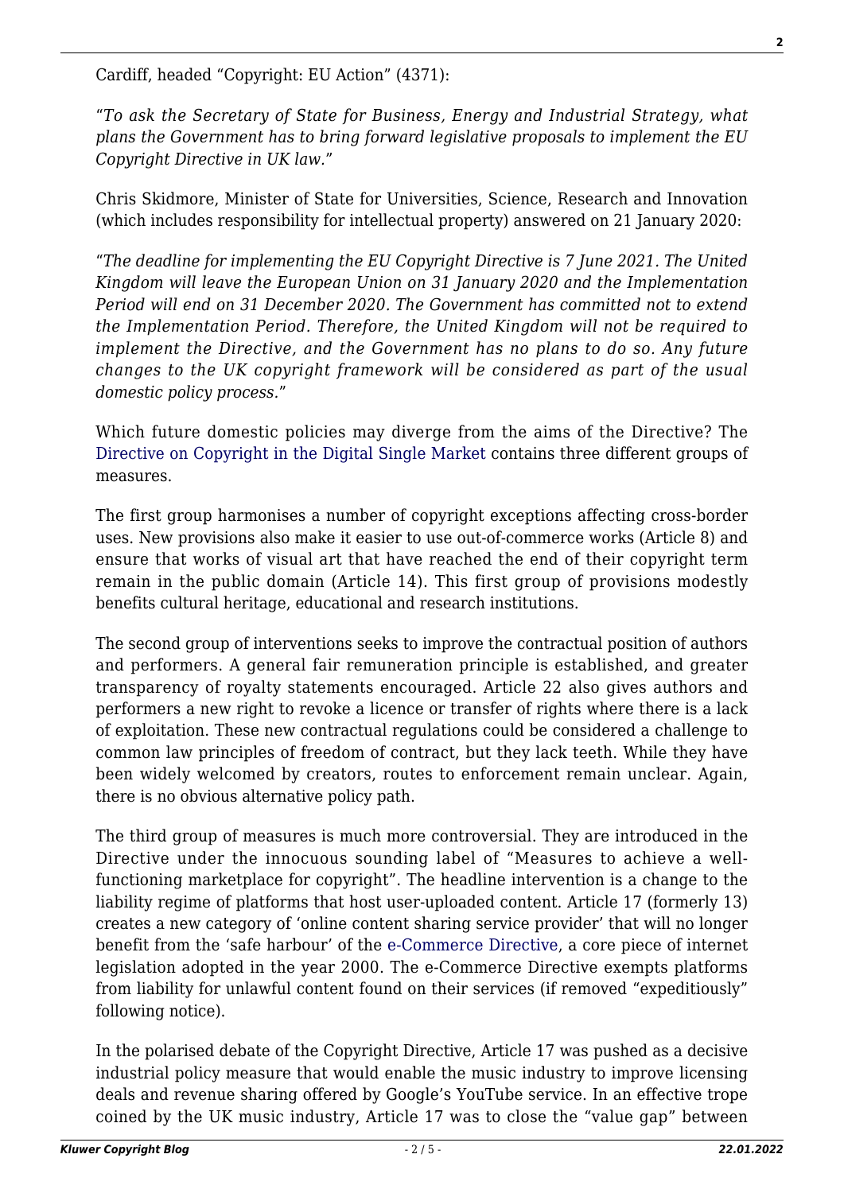Cardiff, headed "Copyright: EU Action" (4371):

*"To ask the Secretary of State for Business, Energy and Industrial Strategy, what plans the Government has to bring forward legislative proposals to implement the EU Copyright Directive in UK law."*

Chris Skidmore, Minister of State for Universities, Science, Research and Innovation (which includes responsibility for intellectual property) answered on 21 January 2020:

*"The deadline for implementing the EU Copyright Directive is 7 June 2021. The United Kingdom will leave the European Union on 31 January 2020 and the Implementation Period will end on 31 December 2020. The Government has committed not to extend the Implementation Period. Therefore, the United Kingdom will not be required to implement the Directive, and the Government has no plans to do so. Any future changes to the UK copyright framework will be considered as part of the usual domestic policy process."*

Which future domestic policies may diverge from the aims of the Directive? The Directive on Copyright in the Digital Single Market contains three different groups of measures.

The first group harmonises a number of copyright exceptions affecting cross-border uses. New provisions also make it easier to use out-of-commerce works (Article 8) and ensure that works of visual art that have reached the end of their copyright term remain in the public domain (Article 14). This first group of provisions modestly benefits cultural heritage, educational and research institutions.

The second group of interventions seeks to improve the contractual position of authors and performers. A general fair remuneration principle is established, and greater transparency of royalty statements encouraged. Article 22 also gives authors and performers a new right to revoke a licence or transfer of rights where there is a lack of exploitation. These new contractual regulations could be considered a challenge to common law principles of freedom of contract, but they lack teeth. While they have been widely welcomed by creators, routes to enforcement remain unclear. Again, there is no obvious alternative policy path.

The third group of measures is much more controversial. They are introduced in the Directive under the innocuous sounding label of "Measures to achieve a well-functioning marketplace for copyright". The headline intervention is a change to the liability regime of platforms that host user-uploaded content. Article 17 (formerly 13) creates a new category of 'online content sharing service provider' that will no longer benefit from the 'safe harbour' of the e-Commerce Directive, a core piece of internet legislation adopted in the year 2000. The e-Commerce Directive exempts platforms from liability for unlawful content found on their services (if removed "expeditiously" following notice).

In the polarised debate of the Copyright Directive, Article 17 was pushed as a decisive industrial policy measure that would enable the music industry to improve licensing deals and revenue sharing offered by Google's YouTube service. In an effective trope coined by the UK music industry, Article 17 was to close the "value gap" between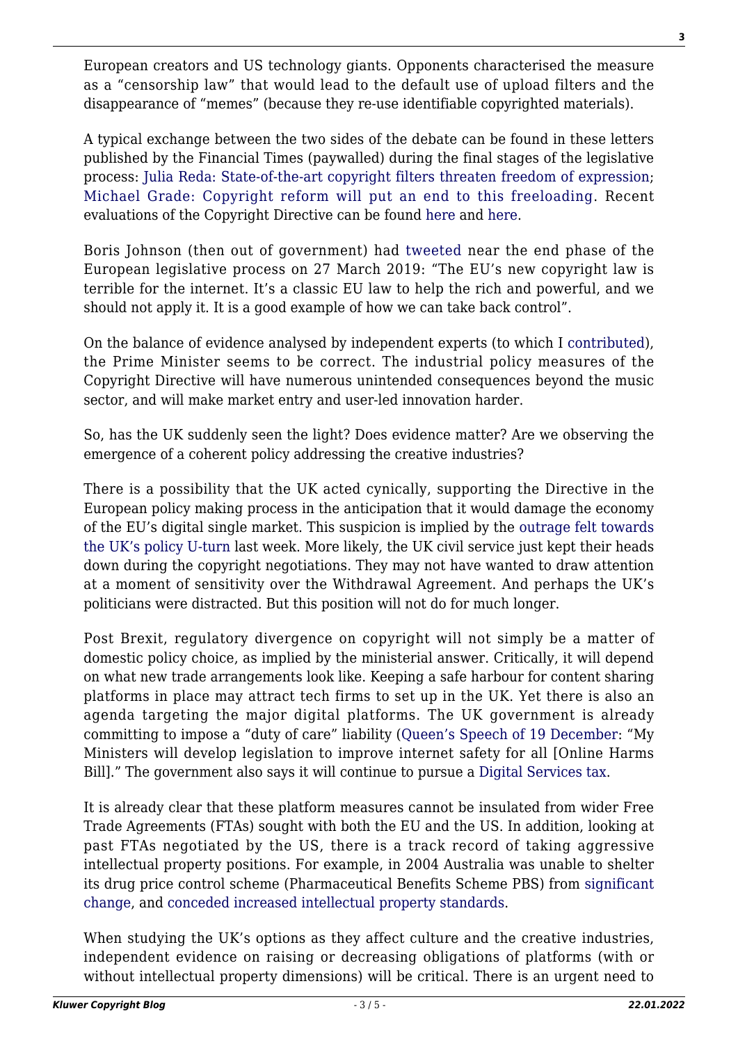European creators and US technology giants. Opponents characterised the measure as a "censorship law" that would lead to the default use of upload filters and the disappearance of "memes" (because they re-use identifiable copyrighted materials).

A typical exchange between the two sides of the debate can be found in these letters published by the Financial Times (paywalled) during the final stages of the legislative process: Julia Reda: State-of-the-art copyright filters threaten freedom of expression; Michael Grade: Copyright reform will put an end to this freeloading. Recent evaluations of the Copyright Directive can be found here and here.

Boris Johnson (then out of government) had tweeted near the end phase of the European legislative process on 27 March 2019: "The EU's new copyright law is terrible for the internet. It's a classic EU law to help the rich and powerful, and we should not apply it. It is a good example of how we can take back control".

On the balance of evidence analysed by independent experts (to which I contributed), the Prime Minister seems to be correct. The industrial policy measures of the Copyright Directive will have numerous unintended consequences beyond the music sector, and will make market entry and user-led innovation harder.

So, has the UK suddenly seen the light? Does evidence matter? Are we observing the emergence of a coherent policy addressing the creative industries?

There is a possibility that the UK acted cynically, supporting the Directive in the European policy making process in the anticipation that it would damage the economy of the EU's digital single market. This suspicion is implied by the outrage felt towards the UK's policy U-turn last week. More likely, the UK civil service just kept their heads down during the copyright negotiations. They may not have wanted to draw attention at a moment of sensitivity over the Withdrawal Agreement. And perhaps the UK's politicians were distracted. But this position will not do for much longer.

Post Brexit, regulatory divergence on copyright will not simply be a matter of domestic policy choice, as implied by the ministerial answer. Critically, it will depend on what new trade arrangements look like. Keeping a safe harbour for content sharing platforms in place may attract tech firms to set up in the UK. Yet there is also an agenda targeting the major digital platforms. The UK government is already committing to impose a "duty of care" liability (Queen's Speech of 19 December: "My Ministers will develop legislation to improve internet safety for all [Online Harms Bill]." The government also says it will continue to pursue a Digital Services tax.

It is already clear that these platform measures cannot be insulated from wider Free Trade Agreements (FTAs) sought with both the EU and the US. In addition, looking at past FTAs negotiated by the US, there is a track record of taking aggressive intellectual property positions. For example, in 2004 Australia was unable to shelter its drug price control scheme (Pharmaceutical Benefits Scheme PBS) from significant change, and conceded increased intellectual property standards.

When studying the UK's options as they affect culture and the creative industries, independent evidence on raising or decreasing obligations of platforms (with or without intellectual property dimensions) will be critical. There is an urgent need to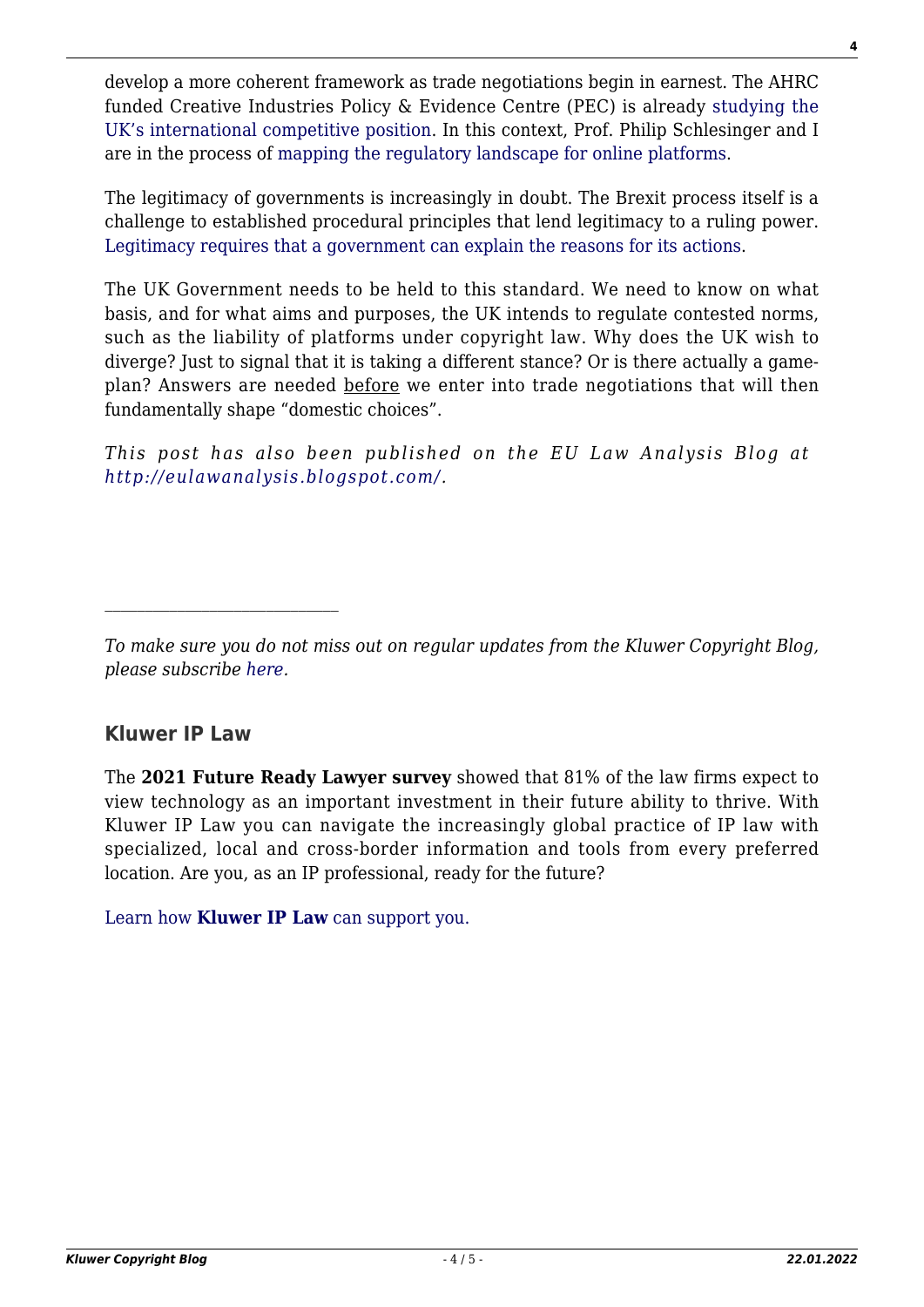develop a more coherent framework as trade negotiations begin in earnest. The AHRC funded Creative Industries Policy & Evidence Centre (PEC) is already studying the UK's international competitive position. In this context, Prof. Philip Schlesinger and I are in the process of mapping the regulatory landscape for online platforms.

The legitimacy of governments is increasingly in doubt. The Brexit process itself is a challenge to established procedural principles that lend legitimacy to a ruling power. Legitimacy requires that a government can explain the reasons for its actions.

The UK Government needs to be held to this standard. We need to know on what basis, and for what aims and purposes, the UK intends to regulate contested norms, such as the liability of platforms under copyright law. Why does the UK wish to diverge? Just to signal that it is taking a different stance? Or is there actually a game-plan? Answers are needed before we enter into trade negotiations that will then fundamentally shape "domestic choices".

*This post has also been published on the EU Law Analysis Blog at http://eulawanalysis.blogspot.com/.*

---

*To make sure you do not miss out on regular updates from the Kluwer Copyright Blog, please subscribe here.*

### Kluwer IP Law

The **2021 Future Ready Lawyer survey** showed that 81% of the law firms expect to view technology as an important investment in their future ability to thrive. With Kluwer IP Law you can navigate the increasingly global practice of IP law with specialized, local and cross-border information and tools from every preferred location. Are you, as an IP professional, ready for the future?

Learn how **Kluwer IP Law** can support you.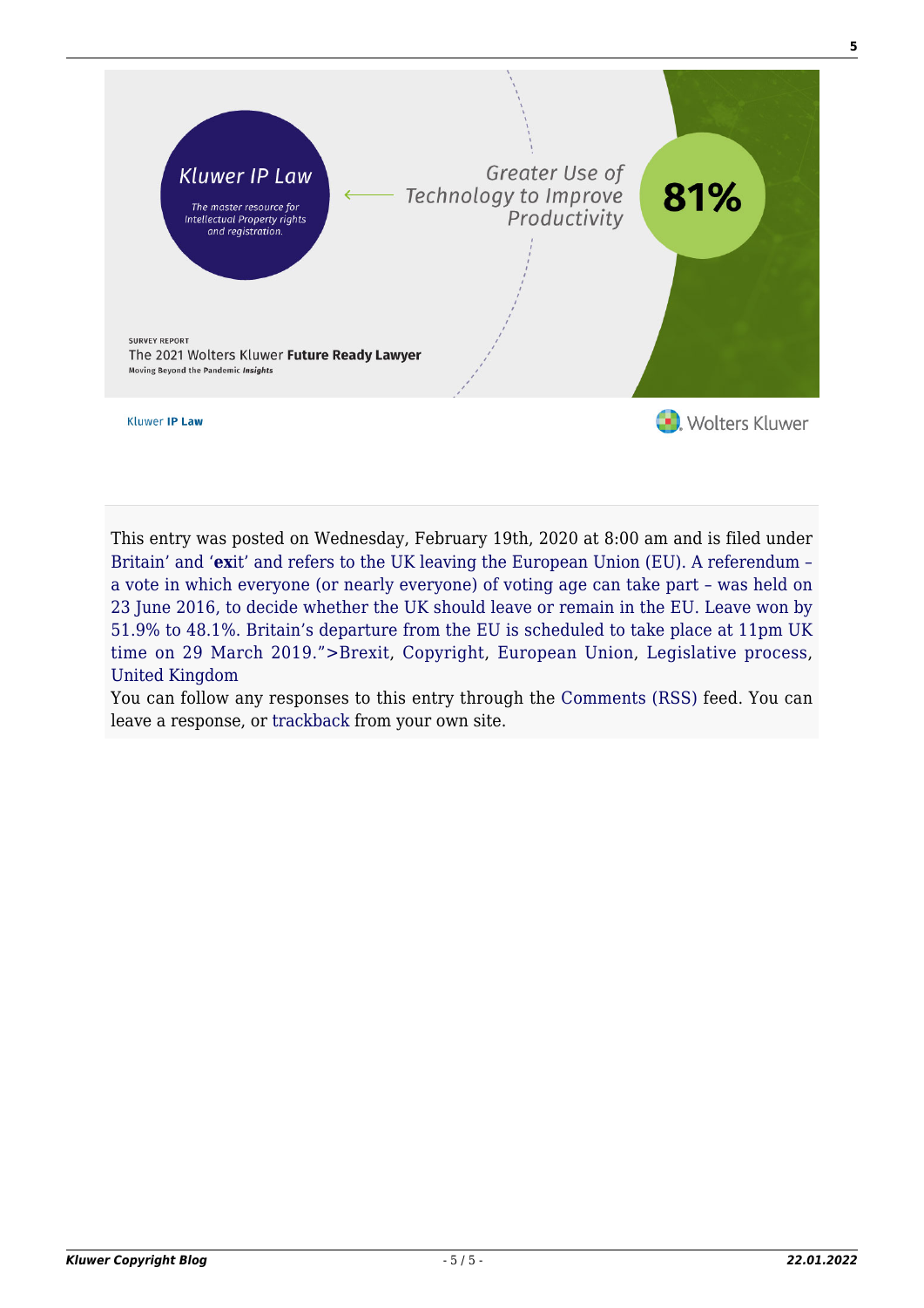Kluwer IP Law

The master resource for Intellectual Property rights and registration.

Greater Use of Technology to Improve Productivity

81%

SURVEY REPORT

The 2021 Wolters Kluwer **Future Ready Lawyer**

Moving Beyond the Pandemic *Insights*

Kluwer **IP Law**

Wolters Kluwer

This entry was posted on Wednesday, February 19th, 2020 at 8:00 am and is filed under Britain' and '**ex**it' and refers to the UK leaving the European Union (EU). A referendum – a vote in which everyone (or nearly everyone) of voting age can take part – was held on 23 June 2016, to decide whether the UK should leave or remain in the EU. Leave won by 51.9% to 48.1%. Britain's departure from the EU is scheduled to take place at 11pm UK time on 29 March 2019.">Brexit, Copyright, European Union, Legislative process, United Kingdom

You can follow any responses to this entry through the Comments (RSS) feed. You can leave a response, or trackback from your own site.